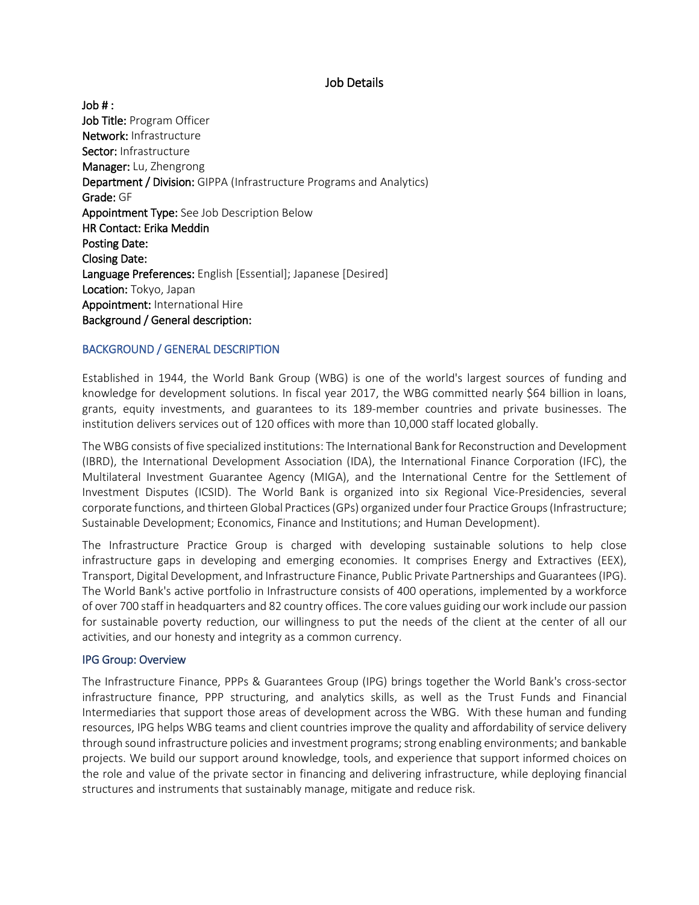# Job Details

**Job # :**
**Job Title:** Program Officer
**Network:** Infrastructure
**Sector:** Infrastructure
**Manager:** Lu, Zhengrong
**Department / Division:** GIPPA (Infrastructure Programs and Analytics)
**Grade:** GF
**Appointment Type:** See Job Description Below
**HR Contact: Erika Meddin**
**Posting Date:**
**Closing Date:**
**Language Preferences:** English [Essential]; Japanese [Desired]
**Location:** Tokyo, Japan
**Appointment:** International Hire
**Background / General description:**

## BACKGROUND / GENERAL DESCRIPTION

Established in 1944, the World Bank Group (WBG) is one of the world's largest sources of funding and knowledge for development solutions. In fiscal year 2017, the WBG committed nearly $64 billion in loans, grants, equity investments, and guarantees to its 189-member countries and private businesses. The institution delivers services out of 120 offices with more than 10,000 staff located globally.

The WBG consists of five specialized institutions: The International Bank for Reconstruction and Development (IBRD), the International Development Association (IDA), the International Finance Corporation (IFC), the Multilateral Investment Guarantee Agency (MIGA), and the International Centre for the Settlement of Investment Disputes (ICSID). The World Bank is organized into six Regional Vice-Presidencies, several corporate functions, and thirteen Global Practices (GPs) organized under four Practice Groups (Infrastructure; Sustainable Development; Economics, Finance and Institutions; and Human Development).

The Infrastructure Practice Group is charged with developing sustainable solutions to help close infrastructure gaps in developing and emerging economies. It comprises Energy and Extractives (EEX), Transport, Digital Development, and Infrastructure Finance, Public Private Partnerships and Guarantees (IPG). The World Bank's active portfolio in Infrastructure consists of 400 operations, implemented by a workforce of over 700 staff in headquarters and 82 country offices. The core values guiding our work include our passion for sustainable poverty reduction, our willingness to put the needs of the client at the center of all our activities, and our honesty and integrity as a common currency.

## IPG Group: Overview

The Infrastructure Finance, PPPs & Guarantees Group (IPG) brings together the World Bank's cross-sector infrastructure finance, PPP structuring, and analytics skills, as well as the Trust Funds and Financial Intermediaries that support those areas of development across the WBG. With these human and funding resources, IPG helps WBG teams and client countries improve the quality and affordability of service delivery through sound infrastructure policies and investment programs; strong enabling environments; and bankable projects. We build our support around knowledge, tools, and experience that support informed choices on the role and value of the private sector in financing and delivering infrastructure, while deploying financial structures and instruments that sustainably manage, mitigate and reduce risk.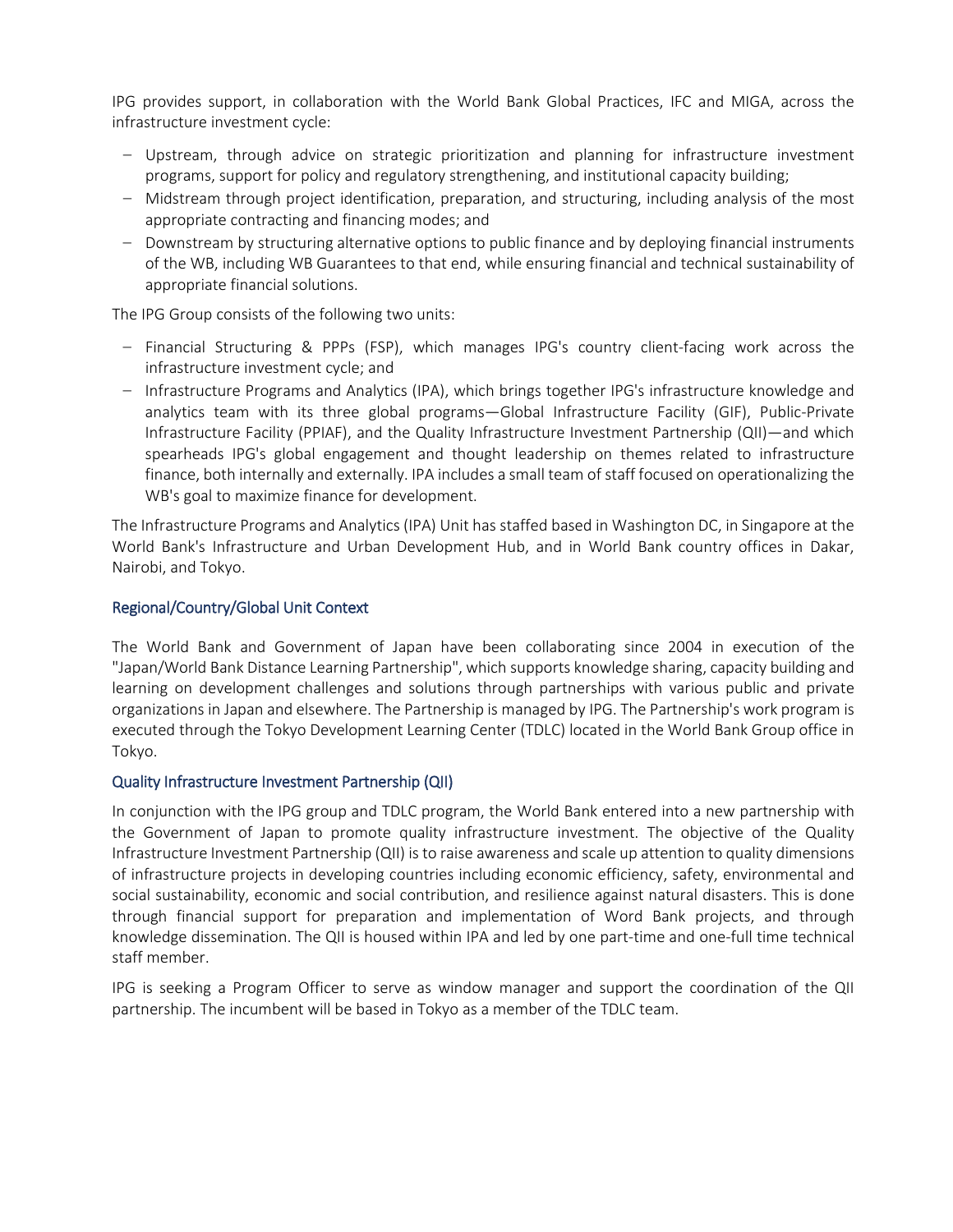IPG provides support, in collaboration with the World Bank Global Practices, IFC and MIGA, across the infrastructure investment cycle:

- Upstream, through advice on strategic prioritization and planning for infrastructure investment programs, support for policy and regulatory strengthening, and institutional capacity building;
- Midstream through project identification, preparation, and structuring, including analysis of the most appropriate contracting and financing modes; and
- Downstream by structuring alternative options to public finance and by deploying financial instruments of the WB, including WB Guarantees to that end, while ensuring financial and technical sustainability of appropriate financial solutions.

The IPG Group consists of the following two units:

- Financial Structuring & PPPs (FSP), which manages IPG's country client-facing work across the infrastructure investment cycle; and
- Infrastructure Programs and Analytics (IPA), which brings together IPG's infrastructure knowledge and analytics team with its three global programs—Global Infrastructure Facility (GIF), Public-Private Infrastructure Facility (PPIAF), and the Quality Infrastructure Investment Partnership (QII)—and which spearheads IPG's global engagement and thought leadership on themes related to infrastructure finance, both internally and externally. IPA includes a small team of staff focused on operationalizing the WB's goal to maximize finance for development.

The Infrastructure Programs and Analytics (IPA) Unit has staffed based in Washington DC, in Singapore at the World Bank's Infrastructure and Urban Development Hub, and in World Bank country offices in Dakar, Nairobi, and Tokyo.

### Regional/Country/Global Unit Context

The World Bank and Government of Japan have been collaborating since 2004 in execution of the "Japan/World Bank Distance Learning Partnership", which supports knowledge sharing, capacity building and learning on development challenges and solutions through partnerships with various public and private organizations in Japan and elsewhere. The Partnership is managed by IPG. The Partnership's work program is executed through the Tokyo Development Learning Center (TDLC) located in the World Bank Group office in Tokyo.

### Quality Infrastructure Investment Partnership (QII)

In conjunction with the IPG group and TDLC program, the World Bank entered into a new partnership with the Government of Japan to promote quality infrastructure investment. The objective of the Quality Infrastructure Investment Partnership (QII) is to raise awareness and scale up attention to quality dimensions of infrastructure projects in developing countries including economic efficiency, safety, environmental and social sustainability, economic and social contribution, and resilience against natural disasters. This is done through financial support for preparation and implementation of Word Bank projects, and through knowledge dissemination. The QII is housed within IPA and led by one part-time and one-full time technical staff member.

IPG is seeking a Program Officer to serve as window manager and support the coordination of the QII partnership. The incumbent will be based in Tokyo as a member of the TDLC team.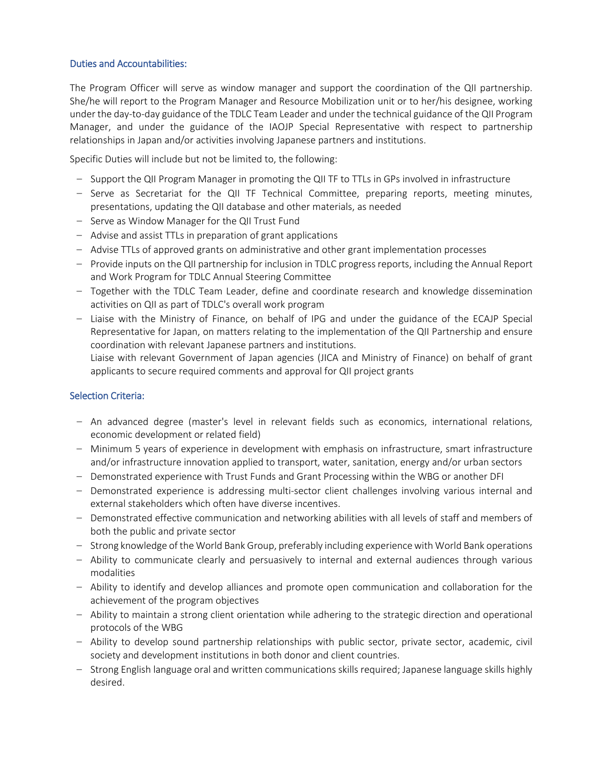## Duties and Accountabilities:

The Program Officer will serve as window manager and support the coordination of the QII partnership. She/he will report to the Program Manager and Resource Mobilization unit or to her/his designee, working under the day-to-day guidance of the TDLC Team Leader and under the technical guidance of the QII Program Manager, and under the guidance of the IAOJP Special Representative with respect to partnership relationships in Japan and/or activities involving Japanese partners and institutions.

Specific Duties will include but not be limited to, the following:

- Support the QII Program Manager in promoting the QII TF to TTLs in GPs involved in infrastructure
- Serve as Secretariat for the QII TF Technical Committee, preparing reports, meeting minutes, presentations, updating the QII database and other materials, as needed
- Serve as Window Manager for the QII Trust Fund
- Advise and assist TTLs in preparation of grant applications
- Advise TTLs of approved grants on administrative and other grant implementation processes
- Provide inputs on the QII partnership for inclusion in TDLC progress reports, including the Annual Report and Work Program for TDLC Annual Steering Committee
- Together with the TDLC Team Leader, define and coordinate research and knowledge dissemination activities on QII as part of TDLC's overall work program
- Liaise with the Ministry of Finance, on behalf of IPG and under the guidance of the ECAJP Special Representative for Japan, on matters relating to the implementation of the QII Partnership and ensure coordination with relevant Japanese partners and institutions.
  Liaise with relevant Government of Japan agencies (JICA and Ministry of Finance) on behalf of grant applicants to secure required comments and approval for QII project grants

## Selection Criteria:

- An advanced degree (master's level in relevant fields such as economics, international relations, economic development or related field)
- Minimum 5 years of experience in development with emphasis on infrastructure, smart infrastructure and/or infrastructure innovation applied to transport, water, sanitation, energy and/or urban sectors
- Demonstrated experience with Trust Funds and Grant Processing within the WBG or another DFI
- Demonstrated experience is addressing multi-sector client challenges involving various internal and external stakeholders which often have diverse incentives.
- Demonstrated effective communication and networking abilities with all levels of staff and members of both the public and private sector
- Strong knowledge of the World Bank Group, preferably including experience with World Bank operations
- Ability to communicate clearly and persuasively to internal and external audiences through various modalities
- Ability to identify and develop alliances and promote open communication and collaboration for the achievement of the program objectives
- Ability to maintain a strong client orientation while adhering to the strategic direction and operational protocols of the WBG
- Ability to develop sound partnership relationships with public sector, private sector, academic, civil society and development institutions in both donor and client countries.
- Strong English language oral and written communications skills required; Japanese language skills highly desired.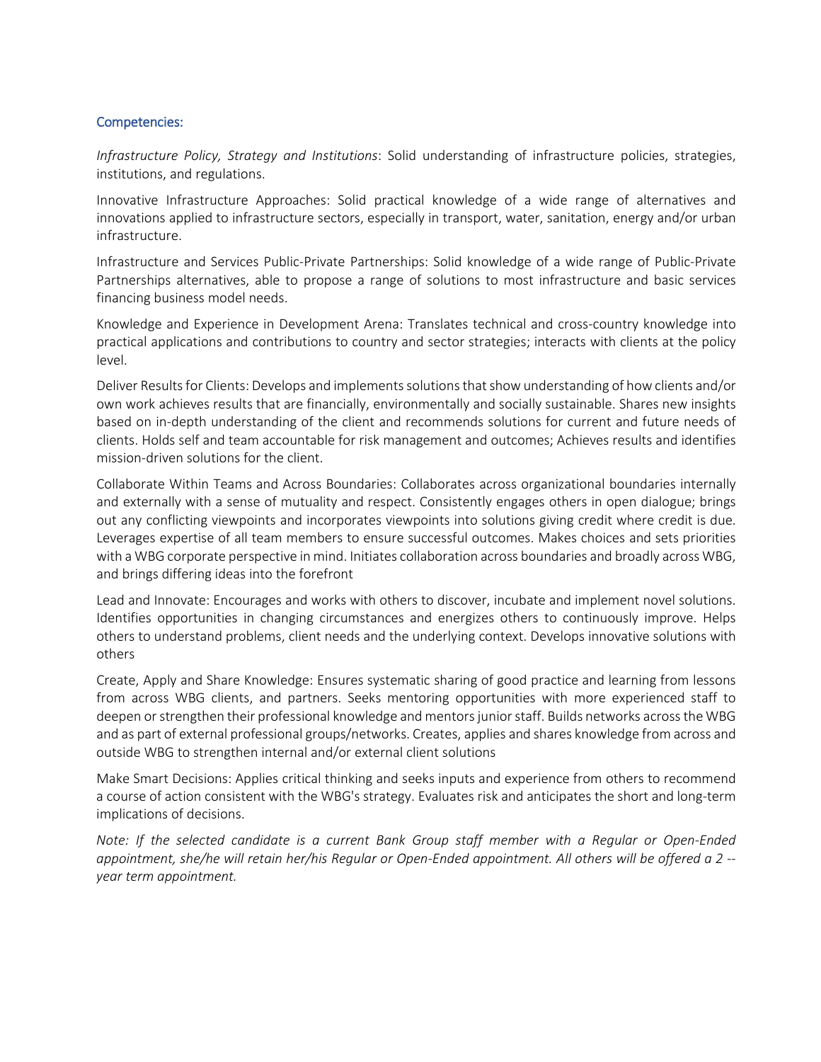### Competencies:

*Infrastructure Policy, Strategy and Institutions*: Solid understanding of infrastructure policies, strategies, institutions, and regulations.

Innovative Infrastructure Approaches: Solid practical knowledge of a wide range of alternatives and innovations applied to infrastructure sectors, especially in transport, water, sanitation, energy and/or urban infrastructure.

Infrastructure and Services Public-Private Partnerships: Solid knowledge of a wide range of Public-Private Partnerships alternatives, able to propose a range of solutions to most infrastructure and basic services financing business model needs.

Knowledge and Experience in Development Arena: Translates technical and cross-country knowledge into practical applications and contributions to country and sector strategies; interacts with clients at the policy level.

Deliver Results for Clients: Develops and implements solutions that show understanding of how clients and/or own work achieves results that are financially, environmentally and socially sustainable. Shares new insights based on in-depth understanding of the client and recommends solutions for current and future needs of clients. Holds self and team accountable for risk management and outcomes; Achieves results and identifies mission-driven solutions for the client.

Collaborate Within Teams and Across Boundaries: Collaborates across organizational boundaries internally and externally with a sense of mutuality and respect. Consistently engages others in open dialogue; brings out any conflicting viewpoints and incorporates viewpoints into solutions giving credit where credit is due. Leverages expertise of all team members to ensure successful outcomes. Makes choices and sets priorities with a WBG corporate perspective in mind. Initiates collaboration across boundaries and broadly across WBG, and brings differing ideas into the forefront

Lead and Innovate: Encourages and works with others to discover, incubate and implement novel solutions. Identifies opportunities in changing circumstances and energizes others to continuously improve. Helps others to understand problems, client needs and the underlying context. Develops innovative solutions with others

Create, Apply and Share Knowledge: Ensures systematic sharing of good practice and learning from lessons from across WBG clients, and partners. Seeks mentoring opportunities with more experienced staff to deepen or strengthen their professional knowledge and mentors junior staff. Builds networks across the WBG and as part of external professional groups/networks. Creates, applies and shares knowledge from across and outside WBG to strengthen internal and/or external client solutions

Make Smart Decisions: Applies critical thinking and seeks inputs and experience from others to recommend a course of action consistent with the WBG's strategy. Evaluates risk and anticipates the short and long-term implications of decisions.

*Note: If the selected candidate is a current Bank Group staff member with a Regular or Open-Ended appointment, she/he will retain her/his Regular or Open-Ended appointment. All others will be offered a 2 -- year term appointment.*